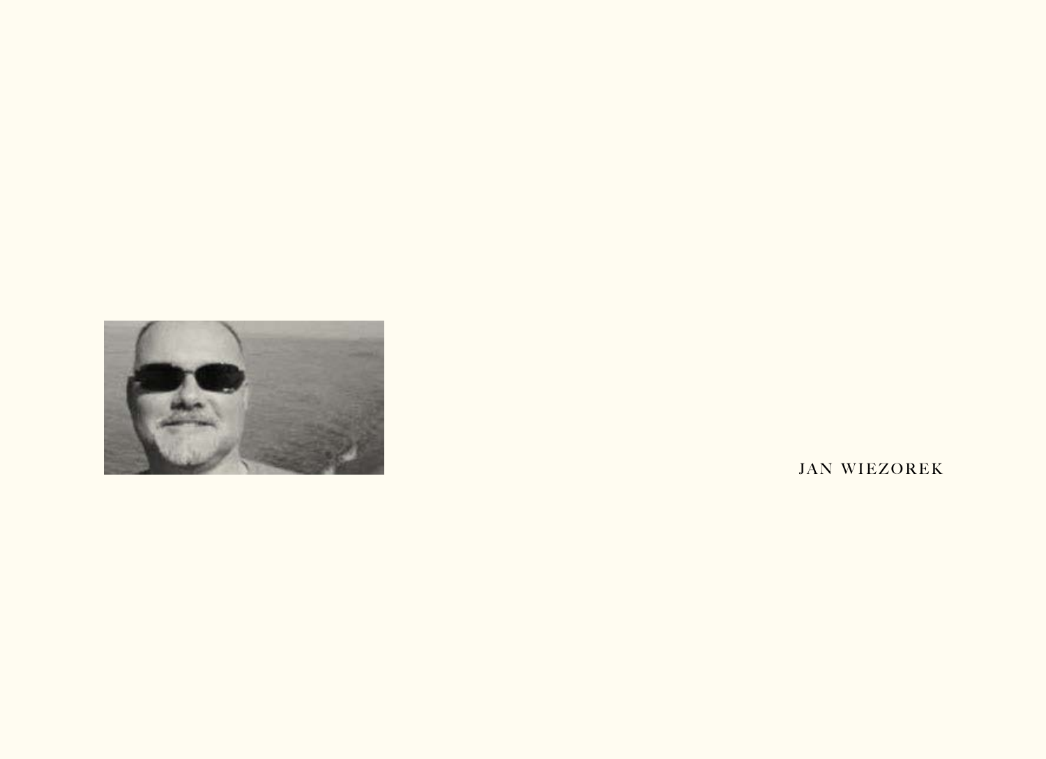JAN WIEZOREK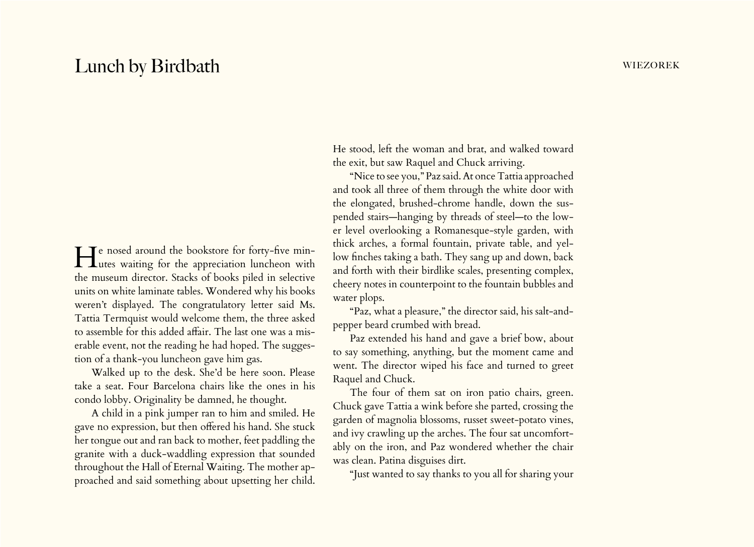# Lunch by Birdbath

He nosed around the bookstore for forty-five minutes waiting for the appreciation luncheon with the museum director. Stacks of books piled in selective units on white laminate tables. Wondered why his books weren't displayed. The congratulatory letter said Ms. Tattia Termquist would welcome them, the three asked to assemble for this added affair. The last one was a miserable event, not the reading he had hoped. The suggestion of a thank-you luncheon gave him gas.

Walked up to the desk. She'd be here soon. Please take a seat. Four Barcelona chairs like the ones in his condo lobby. Originality be damned, he thought.

A child in a pink jumper ran to him and smiled. He gave no expression, but then offered his hand. She stuck her tongue out and ran back to mother, feet paddling the granite with a duck-waddling expression that sounded throughout the Hall of Eternal Waiting. The mother approached and said something about upsetting her child. He stood, left the woman and brat, and walked toward the exit, but saw Raquel and Chuck arriving.

"Nice to see you," Paz said. At once Tattia approached and took all three of them through the white door with the elongated, brushed-chrome handle, down the suspended stairs—hanging by threads of steel—to the lower level overlooking a Romanesque-style garden, with thick arches, a formal fountain, private table, and yellow finches taking a bath. They sang up and down, back and forth with their birdlike scales, presenting complex, cheery notes in counterpoint to the fountain bubbles and water plops.

"Paz, what a pleasure," the director said, his salt-and-pepper beard crumbed with bread.

Paz extended his hand and gave a brief bow, about to say something, anything, but the moment came and went. The director wiped his face and turned to greet Raquel and Chuck.

The four of them sat on iron patio chairs, green. Chuck gave Tattia a wink before she parted, crossing the garden of magnolia blossoms, russet sweet-potato vines, and ivy crawling up the arches. The four sat uncomfortably on the iron, and Paz wondered whether the chair was clean. Patina disguises dirt.

"Just wanted to say thanks to you all for sharing your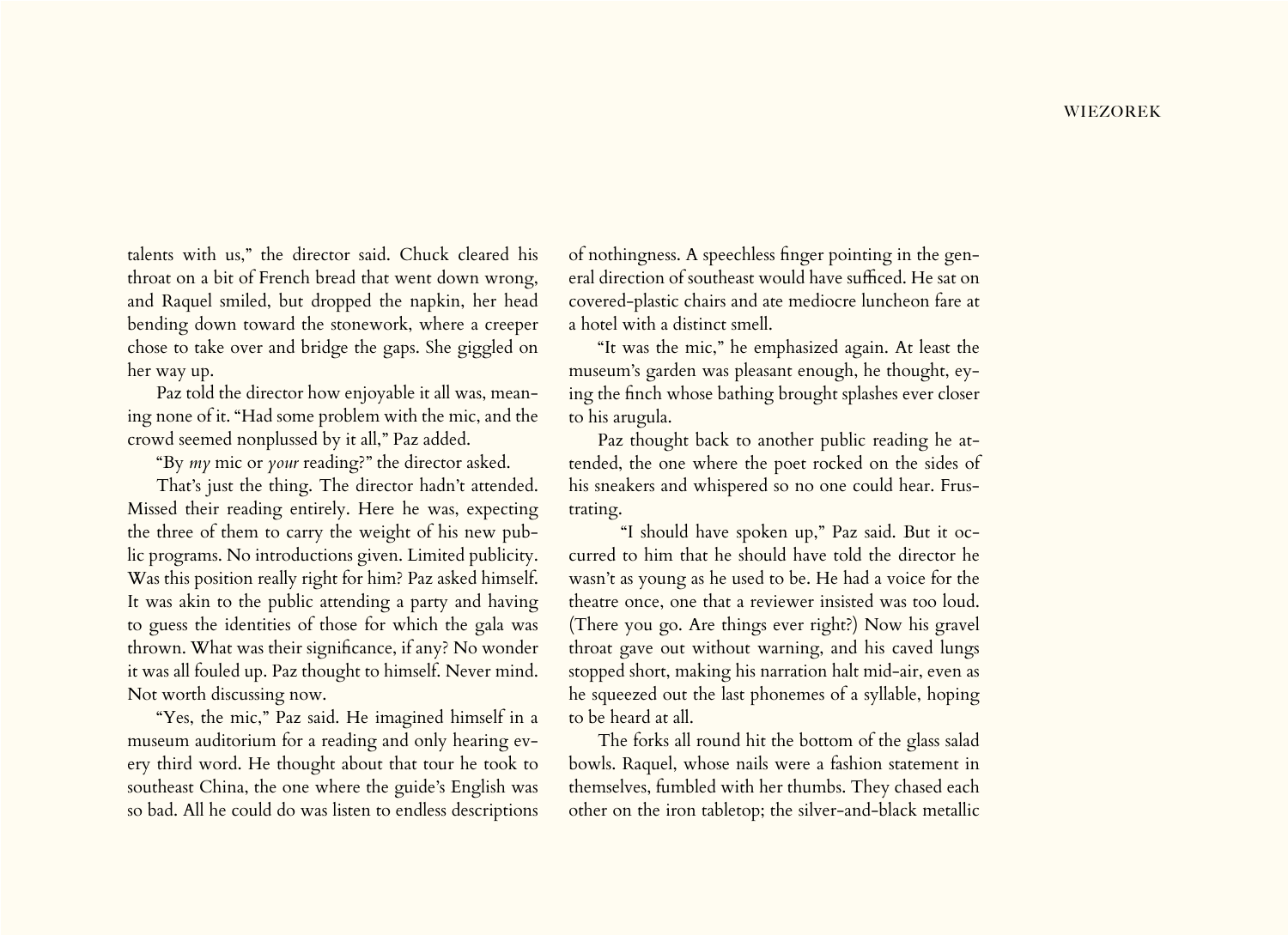talents with us," the director said. Chuck cleared his throat on a bit of French bread that went down wrong, and Raquel smiled, but dropped the napkin, her head bending down toward the stonework, where a creeper chose to take over and bridge the gaps. She giggled on her way up.

Paz told the director how enjoyable it all was, meaning none of it. "Had some problem with the mic, and the crowd seemed nonplussed by it all," Paz added.

"By *my* mic or *your* reading?" the director asked.

That's just the thing. The director hadn't attended. Missed their reading entirely. Here he was, expecting the three of them to carry the weight of his new public programs. No introductions given. Limited publicity. Was this position really right for him? Paz asked himself. It was akin to the public attending a party and having to guess the identities of those for which the gala was thrown. What was their significance, if any? No wonder it was all fouled up. Paz thought to himself. Never mind. Not worth discussing now.

"Yes, the mic," Paz said. He imagined himself in a museum auditorium for a reading and only hearing every third word. He thought about that tour he took to southeast China, the one where the guide's English was so bad. All he could do was listen to endless descriptions of nothingness. A speechless finger pointing in the general direction of southeast would have sufficed. He sat on covered-plastic chairs and ate mediocre luncheon fare at a hotel with a distinct smell.

"It was the mic," he emphasized again. At least the museum's garden was pleasant enough, he thought, eying the finch whose bathing brought splashes ever closer to his arugula.

Paz thought back to another public reading he attended, the one where the poet rocked on the sides of his sneakers and whispered so no one could hear. Frustrating.

"I should have spoken up," Paz said. But it occurred to him that he should have told the director he wasn't as young as he used to be. He had a voice for the theatre once, one that a reviewer insisted was too loud. (There you go. Are things ever right?) Now his gravel throat gave out without warning, and his caved lungs stopped short, making his narration halt mid-air, even as he squeezed out the last phonemes of a syllable, hoping to be heard at all.

The forks all round hit the bottom of the glass salad bowls. Raquel, whose nails were a fashion statement in themselves, fumbled with her thumbs. They chased each other on the iron tabletop; the silver-and-black metallic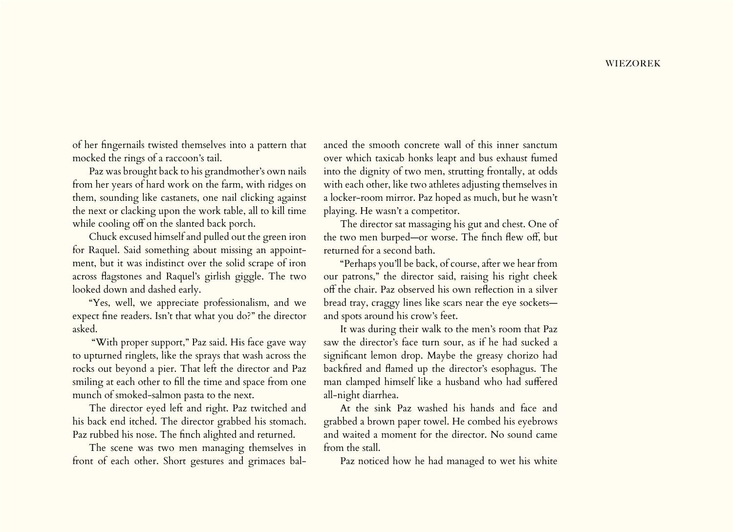of her fingernails twisted themselves into a pattern that mocked the rings of a raccoon's tail.

Paz was brought back to his grandmother's own nails from her years of hard work on the farm, with ridges on them, sounding like castanets, one nail clicking against the next or clacking upon the work table, all to kill time while cooling off on the slanted back porch.

Chuck excused himself and pulled out the green iron for Raquel. Said something about missing an appointment, but it was indistinct over the solid scrape of iron across flagstones and Raquel's girlish giggle. The two looked down and dashed early.

"Yes, well, we appreciate professionalism, and we expect fine readers. Isn't that what you do?" the director asked.

"With proper support," Paz said. His face gave way to upturned ringlets, like the sprays that wash across the rocks out beyond a pier. That left the director and Paz smiling at each other to fill the time and space from one munch of smoked-salmon pasta to the next.

The director eyed left and right. Paz twitched and his back end itched. The director grabbed his stomach. Paz rubbed his nose. The finch alighted and returned.

The scene was two men managing themselves in front of each other. Short gestures and grimaces balanced the smooth concrete wall of this inner sanctum over which taxicab honks leapt and bus exhaust fumed into the dignity of two men, strutting frontally, at odds with each other, like two athletes adjusting themselves in a locker-room mirror. Paz hoped as much, but he wasn't playing. He wasn't a competitor.

The director sat massaging his gut and chest. One of the two men burped—or worse. The finch flew off, but returned for a second bath.

"Perhaps you'll be back, of course, after we hear from our patrons," the director said, raising his right cheek off the chair. Paz observed his own reflection in a silver bread tray, craggy lines like scars near the eye sockets—and spots around his crow's feet.

It was during their walk to the men's room that Paz saw the director's face turn sour, as if he had sucked a significant lemon drop. Maybe the greasy chorizo had backfired and flamed up the director's esophagus. The man clamped himself like a husband who had suffered all-night diarrhea.

At the sink Paz washed his hands and face and grabbed a brown paper towel. He combed his eyebrows and waited a moment for the director. No sound came from the stall.

Paz noticed how he had managed to wet his white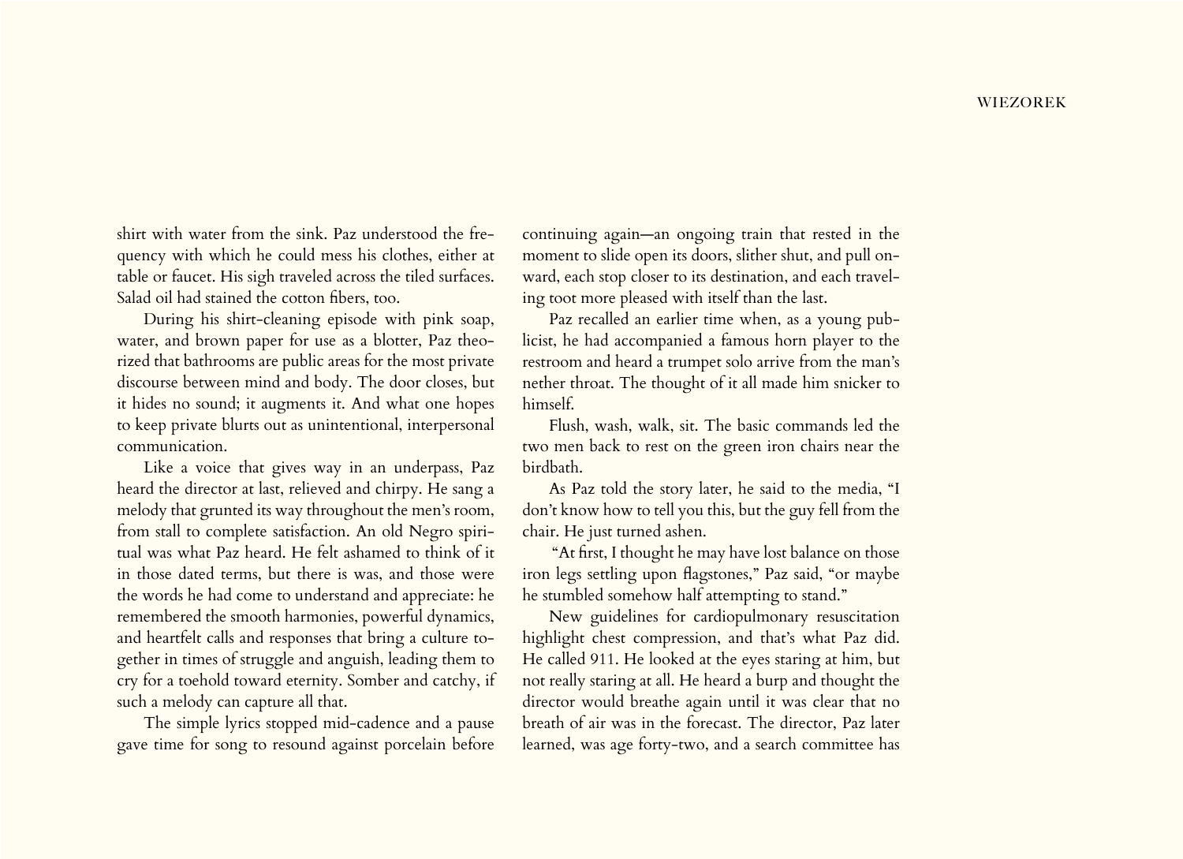shirt with water from the sink. Paz understood the frequency with which he could mess his clothes, either at table or faucet. His sigh traveled across the tiled surfaces. Salad oil had stained the cotton fibers, too.

During his shirt-cleaning episode with pink soap, water, and brown paper for use as a blotter, Paz theorized that bathrooms are public areas for the most private discourse between mind and body. The door closes, but it hides no sound; it augments it. And what one hopes to keep private blurts out as unintentional, interpersonal communication.

Like a voice that gives way in an underpass, Paz heard the director at last, relieved and chirpy. He sang a melody that grunted its way throughout the men's room, from stall to complete satisfaction. An old Negro spiritual was what Paz heard. He felt ashamed to think of it in those dated terms, but there is was, and those were the words he had come to understand and appreciate: he remembered the smooth harmonies, powerful dynamics, and heartfelt calls and responses that bring a culture together in times of struggle and anguish, leading them to cry for a toehold toward eternity. Somber and catchy, if such a melody can capture all that.

The simple lyrics stopped mid-cadence and a pause gave time for song to resound against porcelain before continuing again—an ongoing train that rested in the moment to slide open its doors, slither shut, and pull onward, each stop closer to its destination, and each traveling toot more pleased with itself than the last.

Paz recalled an earlier time when, as a young publicist, he had accompanied a famous horn player to the restroom and heard a trumpet solo arrive from the man's nether throat. The thought of it all made him snicker to himself.

Flush, wash, walk, sit. The basic commands led the two men back to rest on the green iron chairs near the birdbath.

As Paz told the story later, he said to the media, "I don't know how to tell you this, but the guy fell from the chair. He just turned ashen.

"At first, I thought he may have lost balance on those iron legs settling upon flagstones," Paz said, "or maybe he stumbled somehow half attempting to stand."

New guidelines for cardiopulmonary resuscitation highlight chest compression, and that's what Paz did. He called 911. He looked at the eyes staring at him, but not really staring at all. He heard a burp and thought the director would breathe again until it was clear that no breath of air was in the forecast. The director, Paz later learned, was age forty-two, and a search committee has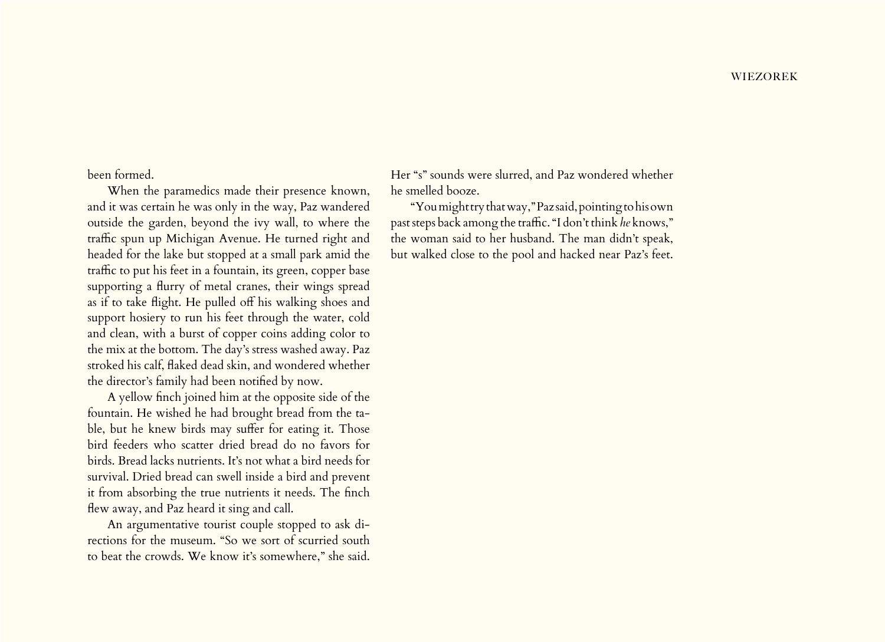been formed.

When the paramedics made their presence known, and it was certain he was only in the way, Paz wandered outside the garden, beyond the ivy wall, to where the traffic spun up Michigan Avenue. He turned right and headed for the lake but stopped at a small park amid the traffic to put his feet in a fountain, its green, copper base supporting a flurry of metal cranes, their wings spread as if to take flight. He pulled off his walking shoes and support hosiery to run his feet through the water, cold and clean, with a burst of copper coins adding color to the mix at the bottom. The day's stress washed away. Paz stroked his calf, flaked dead skin, and wondered whether the director's family had been notified by now.

A yellow finch joined him at the opposite side of the fountain. He wished he had brought bread from the table, but he knew birds may suffer for eating it. Those bird feeders who scatter dried bread do no favors for birds. Bread lacks nutrients. It's not what a bird needs for survival. Dried bread can swell inside a bird and prevent it from absorbing the true nutrients it needs. The finch flew away, and Paz heard it sing and call.

An argumentative tourist couple stopped to ask directions for the museum. "So we sort of scurried south to beat the crowds. We know it's somewhere," she said. Her "s" sounds were slurred, and Paz wondered whether he smelled booze.

"You might try that way," Paz said, pointing to his own past steps back among the traffic. "I don't think *he* knows," the woman said to her husband. The man didn't speak, but walked close to the pool and hacked near Paz's feet.